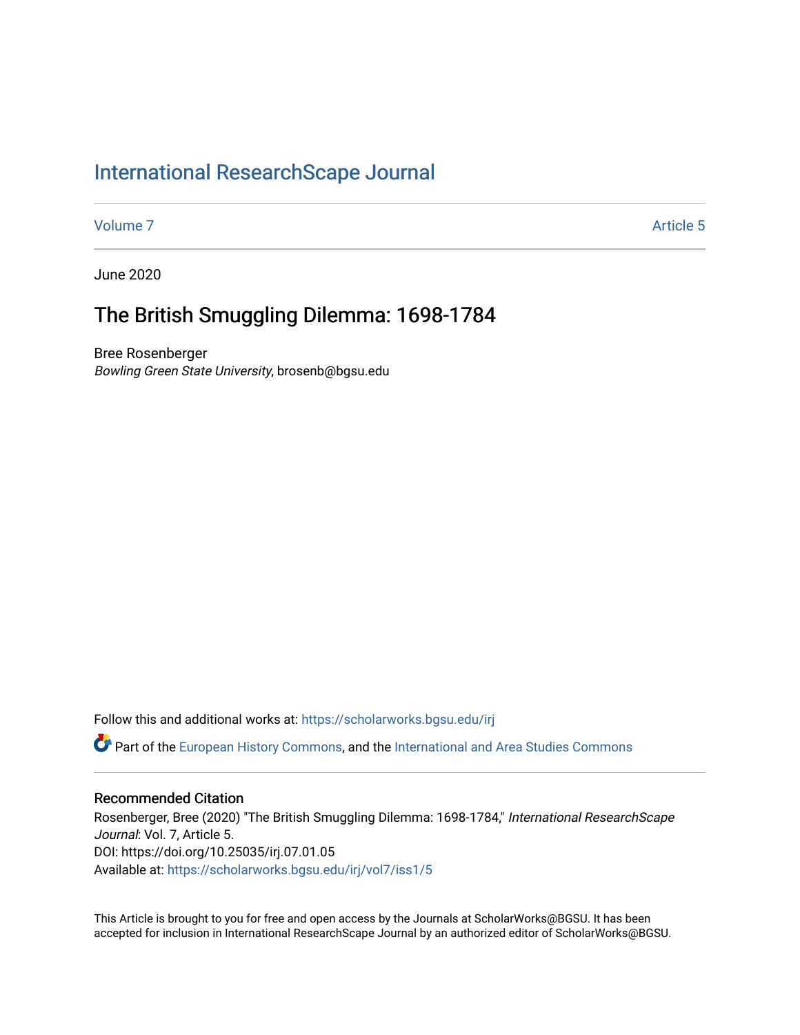# International ResearchScape Journal

Volume 7 | Article 5

June 2020

## The British Smuggling Dilemma: 1698-1784

Bree Rosenberger
*Bowling Green State University*, brosenb@bgsu.edu

Follow this and additional works at: https://scholarworks.bgsu.edu/irj

Part of the European History Commons, and the International and Area Studies Commons

### Recommended Citation

Rosenberger, Bree (2020) "The British Smuggling Dilemma: 1698-1784," *International ResearchScape Journal*: Vol. 7, Article 5.
DOI: https://doi.org/10.25035/irj.07.01.05
Available at: https://scholarworks.bgsu.edu/irj/vol7/iss1/5

This Article is brought to you for free and open access by the Journals at ScholarWorks@BGSU. It has been accepted for inclusion in International ResearchScape Journal by an authorized editor of ScholarWorks@BGSU.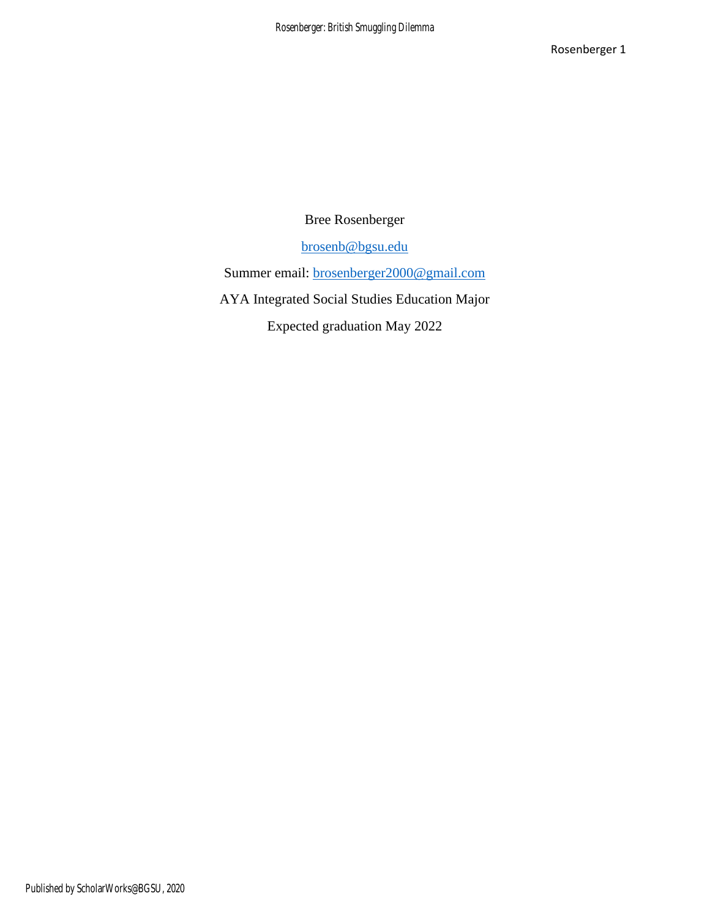Bree Rosenberger

brosenb@bgsu.edu

Summer email: brosenberger2000@gmail.com

AYA Integrated Social Studies Education Major

Expected graduation May 2022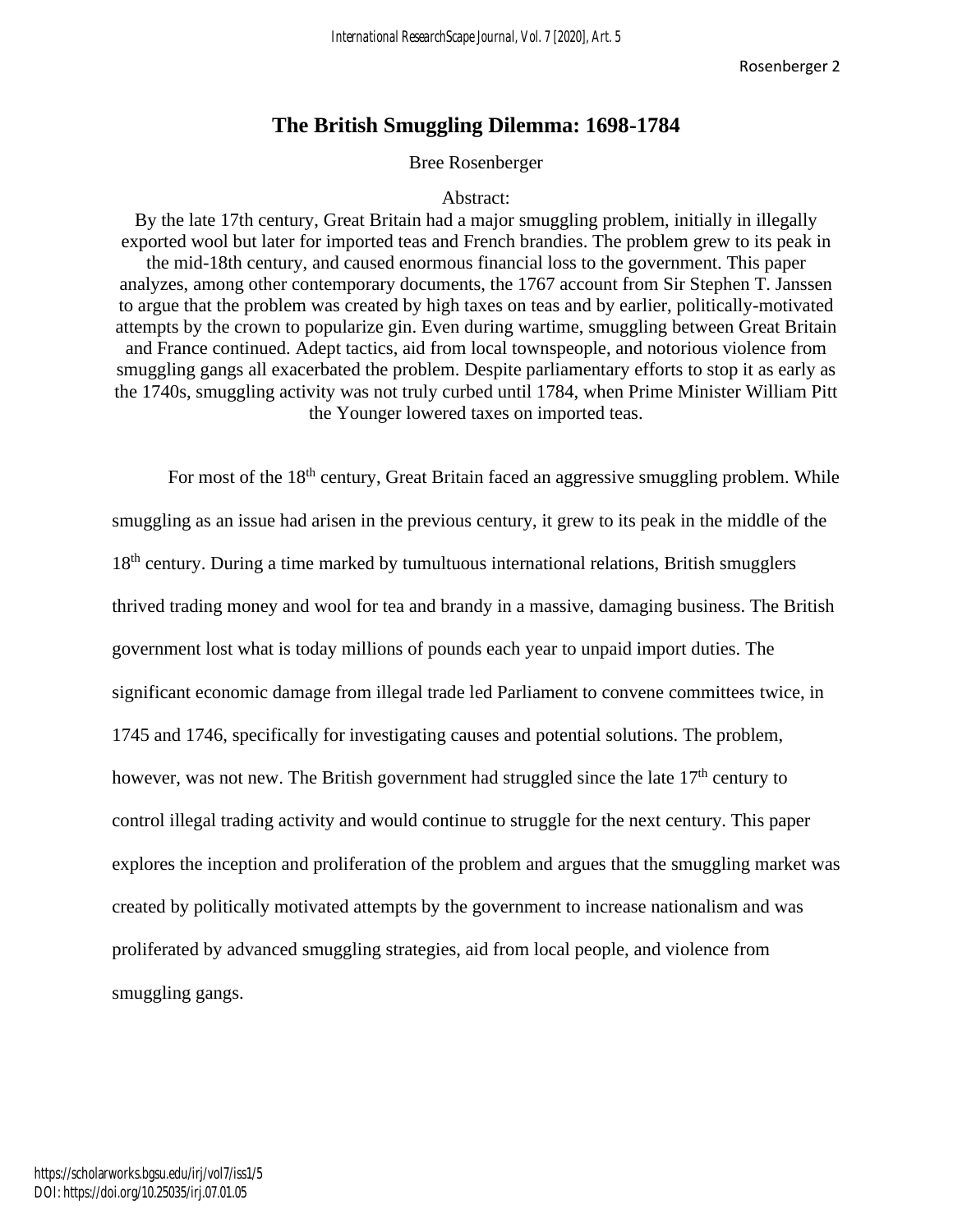# The British Smuggling Dilemma: 1698-1784

Bree Rosenberger

Abstract:

By the late 17th century, Great Britain had a major smuggling problem, initially in illegally exported wool but later for imported teas and French brandies. The problem grew to its peak in the mid-18th century, and caused enormous financial loss to the government. This paper analyzes, among other contemporary documents, the 1767 account from Sir Stephen T. Janssen to argue that the problem was created by high taxes on teas and by earlier, politically-motivated attempts by the crown to popularize gin. Even during wartime, smuggling between Great Britain and France continued. Adept tactics, aid from local townspeople, and notorious violence from smuggling gangs all exacerbated the problem. Despite parliamentary efforts to stop it as early as the 1740s, smuggling activity was not truly curbed until 1784, when Prime Minister William Pitt the Younger lowered taxes on imported teas.

For most of the 18th century, Great Britain faced an aggressive smuggling problem. While smuggling as an issue had arisen in the previous century, it grew to its peak in the middle of the 18th century. During a time marked by tumultuous international relations, British smugglers thrived trading money and wool for tea and brandy in a massive, damaging business. The British government lost what is today millions of pounds each year to unpaid import duties. The significant economic damage from illegal trade led Parliament to convene committees twice, in 1745 and 1746, specifically for investigating causes and potential solutions. The problem, however, was not new. The British government had struggled since the late 17th century to control illegal trading activity and would continue to struggle for the next century. This paper explores the inception and proliferation of the problem and argues that the smuggling market was created by politically motivated attempts by the government to increase nationalism and was proliferated by advanced smuggling strategies, aid from local people, and violence from smuggling gangs.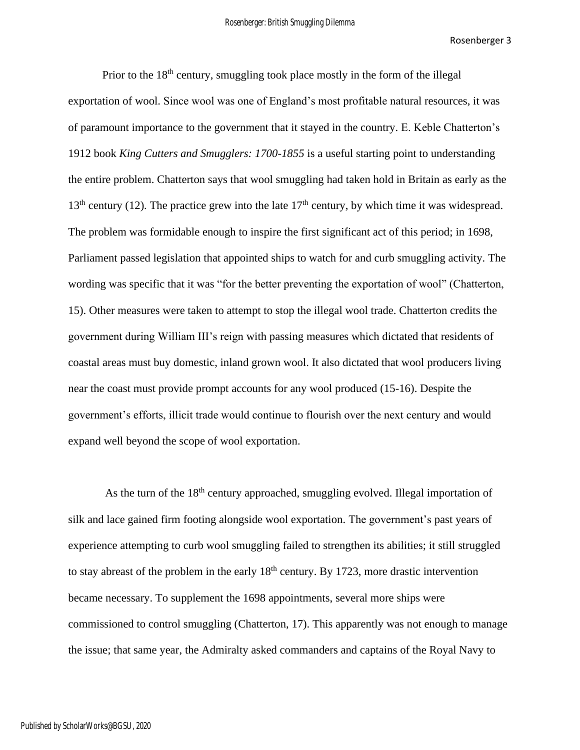Prior to the 18th century, smuggling took place mostly in the form of the illegal exportation of wool. Since wool was one of England's most profitable natural resources, it was of paramount importance to the government that it stayed in the country. E. Keble Chatterton's 1912 book *King Cutters and Smugglers: 1700-1855* is a useful starting point to understanding the entire problem. Chatterton says that wool smuggling had taken hold in Britain as early as the 13th century (12). The practice grew into the late 17th century, by which time it was widespread. The problem was formidable enough to inspire the first significant act of this period; in 1698, Parliament passed legislation that appointed ships to watch for and curb smuggling activity. The wording was specific that it was "for the better preventing the exportation of wool" (Chatterton, 15). Other measures were taken to attempt to stop the illegal wool trade. Chatterton credits the government during William III's reign with passing measures which dictated that residents of coastal areas must buy domestic, inland grown wool. It also dictated that wool producers living near the coast must provide prompt accounts for any wool produced (15-16). Despite the government's efforts, illicit trade would continue to flourish over the next century and would expand well beyond the scope of wool exportation.

As the turn of the 18th century approached, smuggling evolved. Illegal importation of silk and lace gained firm footing alongside wool exportation. The government's past years of experience attempting to curb wool smuggling failed to strengthen its abilities; it still struggled to stay abreast of the problem in the early 18th century. By 1723, more drastic intervention became necessary. To supplement the 1698 appointments, several more ships were commissioned to control smuggling (Chatterton, 17). This apparently was not enough to manage the issue; that same year, the Admiralty asked commanders and captains of the Royal Navy to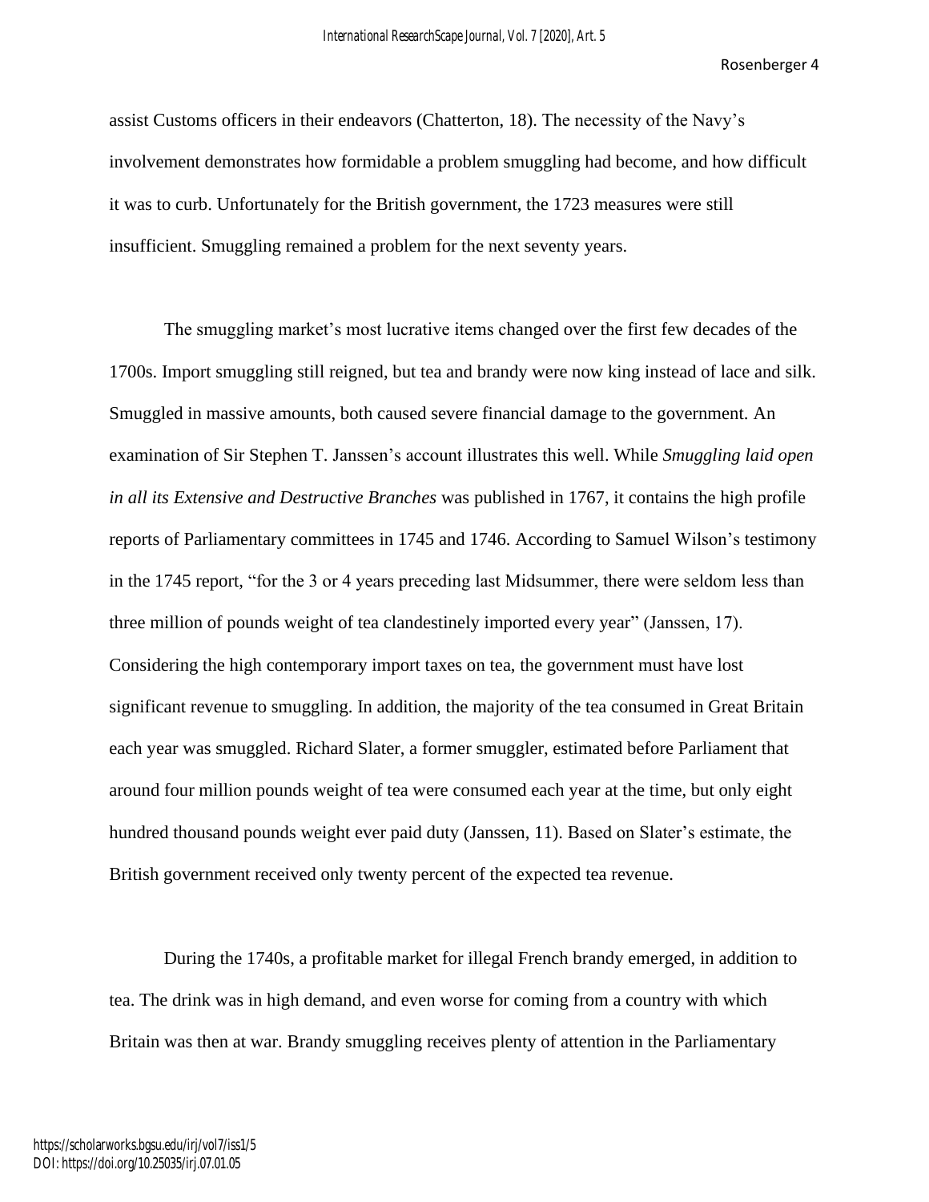assist Customs officers in their endeavors (Chatterton, 18). The necessity of the Navy's involvement demonstrates how formidable a problem smuggling had become, and how difficult it was to curb. Unfortunately for the British government, the 1723 measures were still insufficient. Smuggling remained a problem for the next seventy years.

The smuggling market's most lucrative items changed over the first few decades of the 1700s. Import smuggling still reigned, but tea and brandy were now king instead of lace and silk. Smuggled in massive amounts, both caused severe financial damage to the government. An examination of Sir Stephen T. Janssen's account illustrates this well. While *Smuggling laid open in all its Extensive and Destructive Branches* was published in 1767, it contains the high profile reports of Parliamentary committees in 1745 and 1746. According to Samuel Wilson's testimony in the 1745 report, "for the 3 or 4 years preceding last Midsummer, there were seldom less than three million of pounds weight of tea clandestinely imported every year" (Janssen, 17). Considering the high contemporary import taxes on tea, the government must have lost significant revenue to smuggling. In addition, the majority of the tea consumed in Great Britain each year was smuggled. Richard Slater, a former smuggler, estimated before Parliament that around four million pounds weight of tea were consumed each year at the time, but only eight hundred thousand pounds weight ever paid duty (Janssen, 11). Based on Slater's estimate, the British government received only twenty percent of the expected tea revenue.

During the 1740s, a profitable market for illegal French brandy emerged, in addition to tea. The drink was in high demand, and even worse for coming from a country with which Britain was then at war. Brandy smuggling receives plenty of attention in the Parliamentary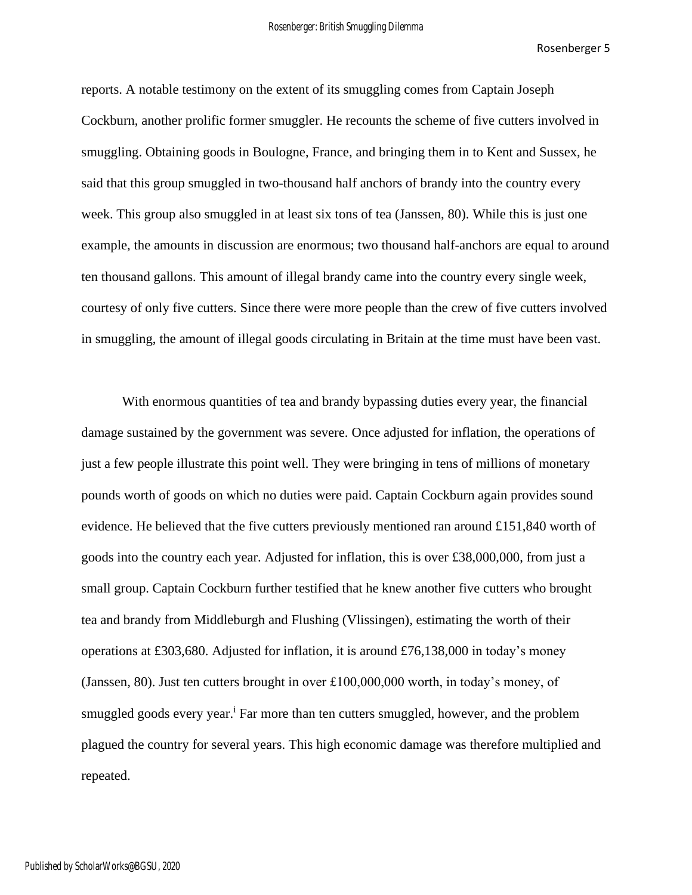reports. A notable testimony on the extent of its smuggling comes from Captain Joseph Cockburn, another prolific former smuggler. He recounts the scheme of five cutters involved in smuggling. Obtaining goods in Boulogne, France, and bringing them in to Kent and Sussex, he said that this group smuggled in two-thousand half anchors of brandy into the country every week. This group also smuggled in at least six tons of tea (Janssen, 80). While this is just one example, the amounts in discussion are enormous; two thousand half-anchors are equal to around ten thousand gallons. This amount of illegal brandy came into the country every single week, courtesy of only five cutters. Since there were more people than the crew of five cutters involved in smuggling, the amount of illegal goods circulating in Britain at the time must have been vast.

With enormous quantities of tea and brandy bypassing duties every year, the financial damage sustained by the government was severe. Once adjusted for inflation, the operations of just a few people illustrate this point well. They were bringing in tens of millions of monetary pounds worth of goods on which no duties were paid. Captain Cockburn again provides sound evidence. He believed that the five cutters previously mentioned ran around £151,840 worth of goods into the country each year. Adjusted for inflation, this is over £38,000,000, from just a small group. Captain Cockburn further testified that he knew another five cutters who brought tea and brandy from Middleburgh and Flushing (Vlissingen), estimating the worth of their operations at £303,680. Adjusted for inflation, it is around £76,138,000 in today's money (Janssen, 80). Just ten cutters brought in over £100,000,000 worth, in today's money, of smuggled goods every year.[i] Far more than ten cutters smuggled, however, and the problem plagued the country for several years. This high economic damage was therefore multiplied and repeated.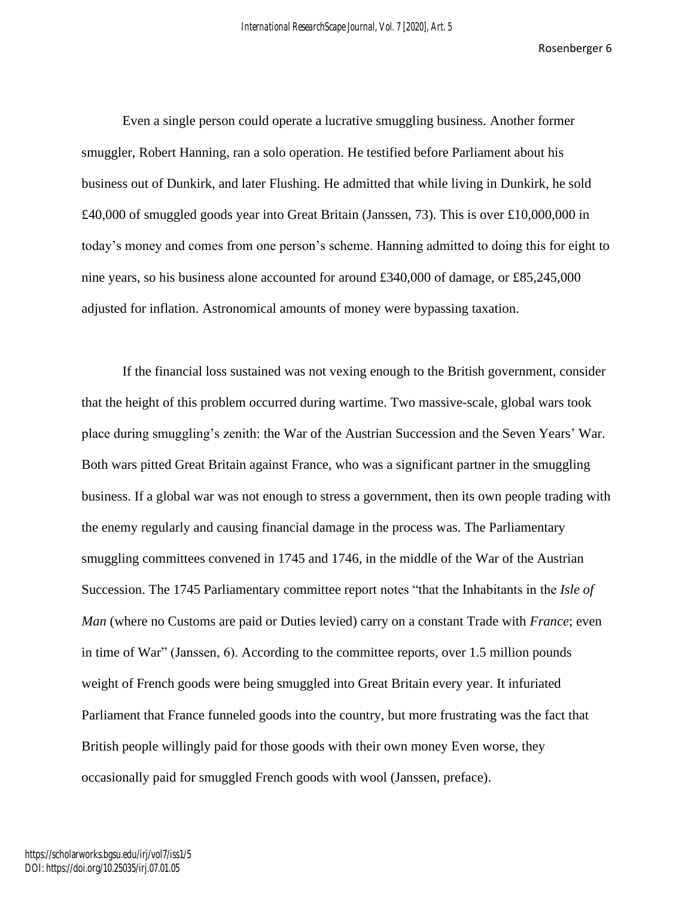Even a single person could operate a lucrative smuggling business. Another former smuggler, Robert Hanning, ran a solo operation. He testified before Parliament about his business out of Dunkirk, and later Flushing. He admitted that while living in Dunkirk, he sold £40,000 of smuggled goods year into Great Britain (Janssen, 73). This is over £10,000,000 in today's money and comes from one person's scheme. Hanning admitted to doing this for eight to nine years, so his business alone accounted for around £340,000 of damage, or £85,245,000 adjusted for inflation. Astronomical amounts of money were bypassing taxation.

If the financial loss sustained was not vexing enough to the British government, consider that the height of this problem occurred during wartime. Two massive-scale, global wars took place during smuggling's zenith: the War of the Austrian Succession and the Seven Years' War. Both wars pitted Great Britain against France, who was a significant partner in the smuggling business. If a global war was not enough to stress a government, then its own people trading with the enemy regularly and causing financial damage in the process was. The Parliamentary smuggling committees convened in 1745 and 1746, in the middle of the War of the Austrian Succession. The 1745 Parliamentary committee report notes "that the Inhabitants in the *Isle of Man* (where no Customs are paid or Duties levied) carry on a constant Trade with *France*; even in time of War" (Janssen, 6). According to the committee reports, over 1.5 million pounds weight of French goods were being smuggled into Great Britain every year. It infuriated Parliament that France funneled goods into the country, but more frustrating was the fact that British people willingly paid for those goods with their own money Even worse, they occasionally paid for smuggled French goods with wool (Janssen, preface).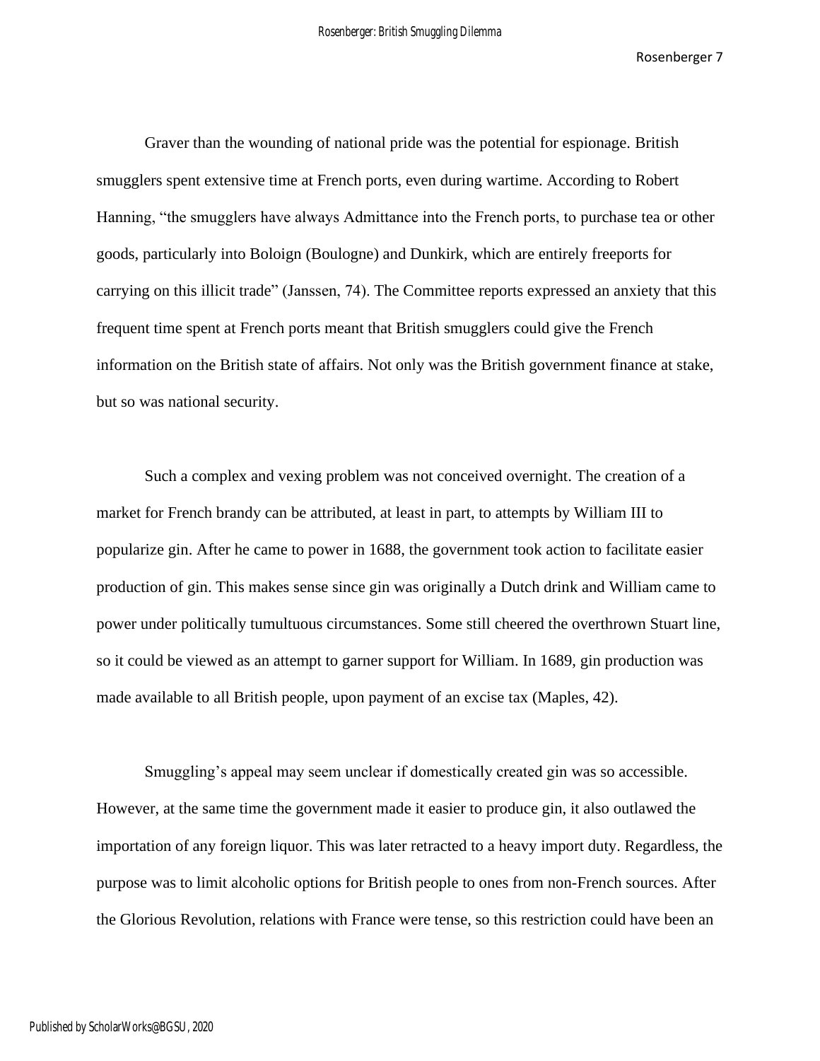Graver than the wounding of national pride was the potential for espionage. British smugglers spent extensive time at French ports, even during wartime. According to Robert Hanning, "the smugglers have always Admittance into the French ports, to purchase tea or other goods, particularly into Boloign (Boulogne) and Dunkirk, which are entirely freeports for carrying on this illicit trade" (Janssen, 74). The Committee reports expressed an anxiety that this frequent time spent at French ports meant that British smugglers could give the French information on the British state of affairs. Not only was the British government finance at stake, but so was national security.

Such a complex and vexing problem was not conceived overnight. The creation of a market for French brandy can be attributed, at least in part, to attempts by William III to popularize gin. After he came to power in 1688, the government took action to facilitate easier production of gin. This makes sense since gin was originally a Dutch drink and William came to power under politically tumultuous circumstances. Some still cheered the overthrown Stuart line, so it could be viewed as an attempt to garner support for William. In 1689, gin production was made available to all British people, upon payment of an excise tax (Maples, 42).

Smuggling's appeal may seem unclear if domestically created gin was so accessible. However, at the same time the government made it easier to produce gin, it also outlawed the importation of any foreign liquor. This was later retracted to a heavy import duty. Regardless, the purpose was to limit alcoholic options for British people to ones from non-French sources. After the Glorious Revolution, relations with France were tense, so this restriction could have been an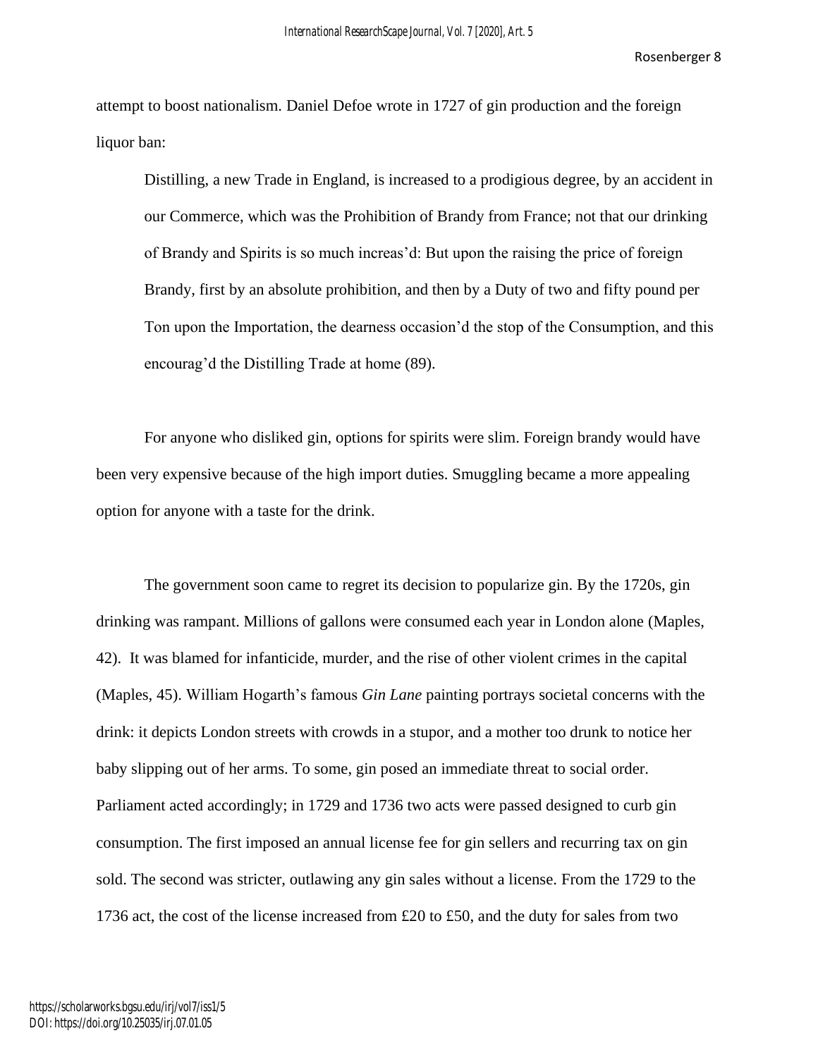attempt to boost nationalism. Daniel Defoe wrote in 1727 of gin production and the foreign liquor ban:

> Distilling, a new Trade in England, is increased to a prodigious degree, by an accident in our Commerce, which was the Prohibition of Brandy from France; not that our drinking of Brandy and Spirits is so much increas'd: But upon the raising the price of foreign Brandy, first by an absolute prohibition, and then by a Duty of two and fifty pound per Ton upon the Importation, the dearness occasion'd the stop of the Consumption, and this encourag'd the Distilling Trade at home (89).

For anyone who disliked gin, options for spirits were slim. Foreign brandy would have been very expensive because of the high import duties. Smuggling became a more appealing option for anyone with a taste for the drink.

The government soon came to regret its decision to popularize gin. By the 1720s, gin drinking was rampant. Millions of gallons were consumed each year in London alone (Maples, 42). It was blamed for infanticide, murder, and the rise of other violent crimes in the capital (Maples, 45). William Hogarth's famous *Gin Lane* painting portrays societal concerns with the drink: it depicts London streets with crowds in a stupor, and a mother too drunk to notice her baby slipping out of her arms. To some, gin posed an immediate threat to social order. Parliament acted accordingly; in 1729 and 1736 two acts were passed designed to curb gin consumption. The first imposed an annual license fee for gin sellers and recurring tax on gin sold. The second was stricter, outlawing any gin sales without a license. From the 1729 to the 1736 act, the cost of the license increased from £20 to £50, and the duty for sales from two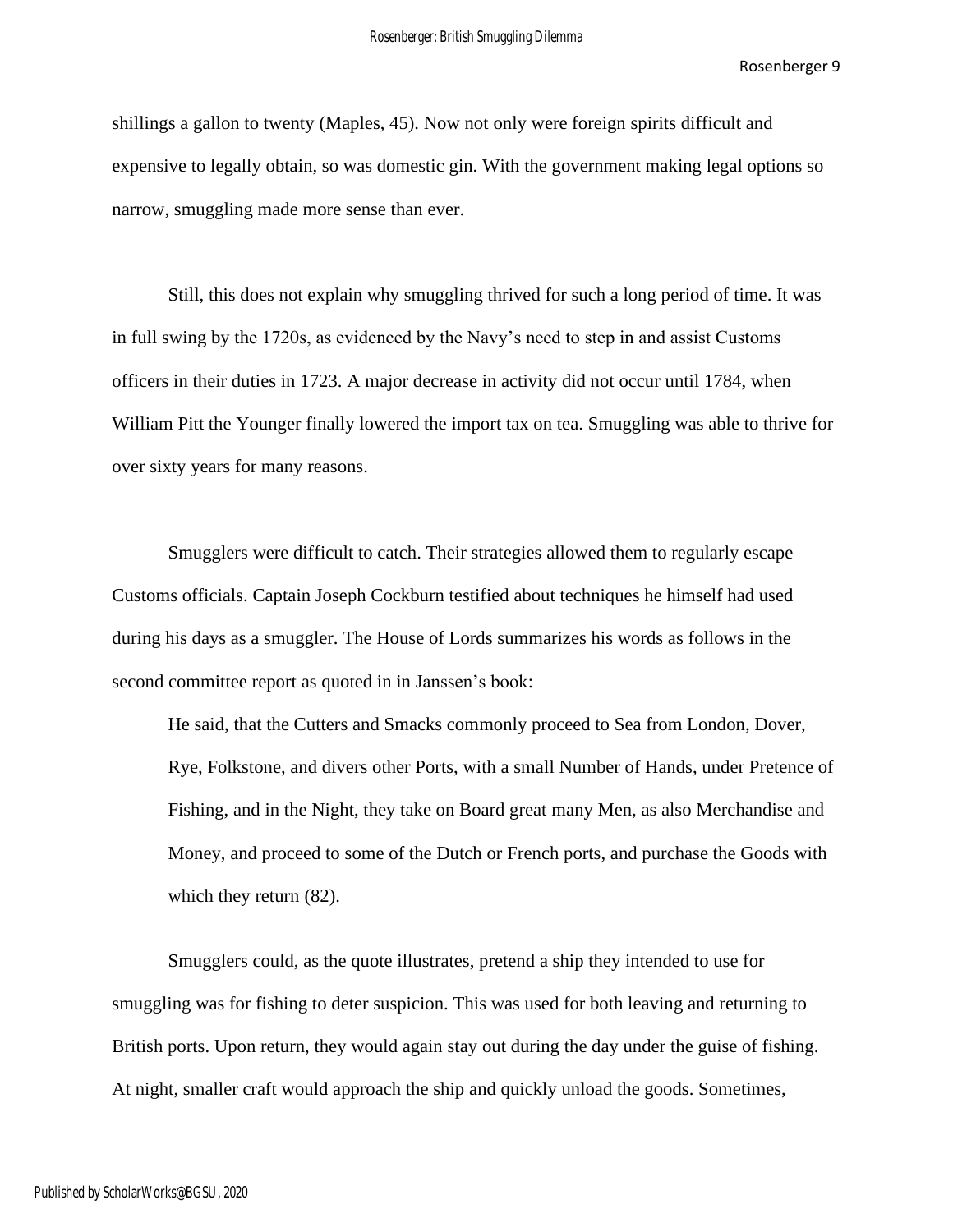shillings a gallon to twenty (Maples, 45). Now not only were foreign spirits difficult and expensive to legally obtain, so was domestic gin. With the government making legal options so narrow, smuggling made more sense than ever.

Still, this does not explain why smuggling thrived for such a long period of time. It was in full swing by the 1720s, as evidenced by the Navy's need to step in and assist Customs officers in their duties in 1723. A major decrease in activity did not occur until 1784, when William Pitt the Younger finally lowered the import tax on tea. Smuggling was able to thrive for over sixty years for many reasons.

Smugglers were difficult to catch. Their strategies allowed them to regularly escape Customs officials. Captain Joseph Cockburn testified about techniques he himself had used during his days as a smuggler. The House of Lords summarizes his words as follows in the second committee report as quoted in in Janssen's book:

> He said, that the Cutters and Smacks commonly proceed to Sea from London, Dover, Rye, Folkstone, and divers other Ports, with a small Number of Hands, under Pretence of Fishing, and in the Night, they take on Board great many Men, as also Merchandise and Money, and proceed to some of the Dutch or French ports, and purchase the Goods with which they return (82).

Smugglers could, as the quote illustrates, pretend a ship they intended to use for smuggling was for fishing to deter suspicion. This was used for both leaving and returning to British ports. Upon return, they would again stay out during the day under the guise of fishing. At night, smaller craft would approach the ship and quickly unload the goods. Sometimes,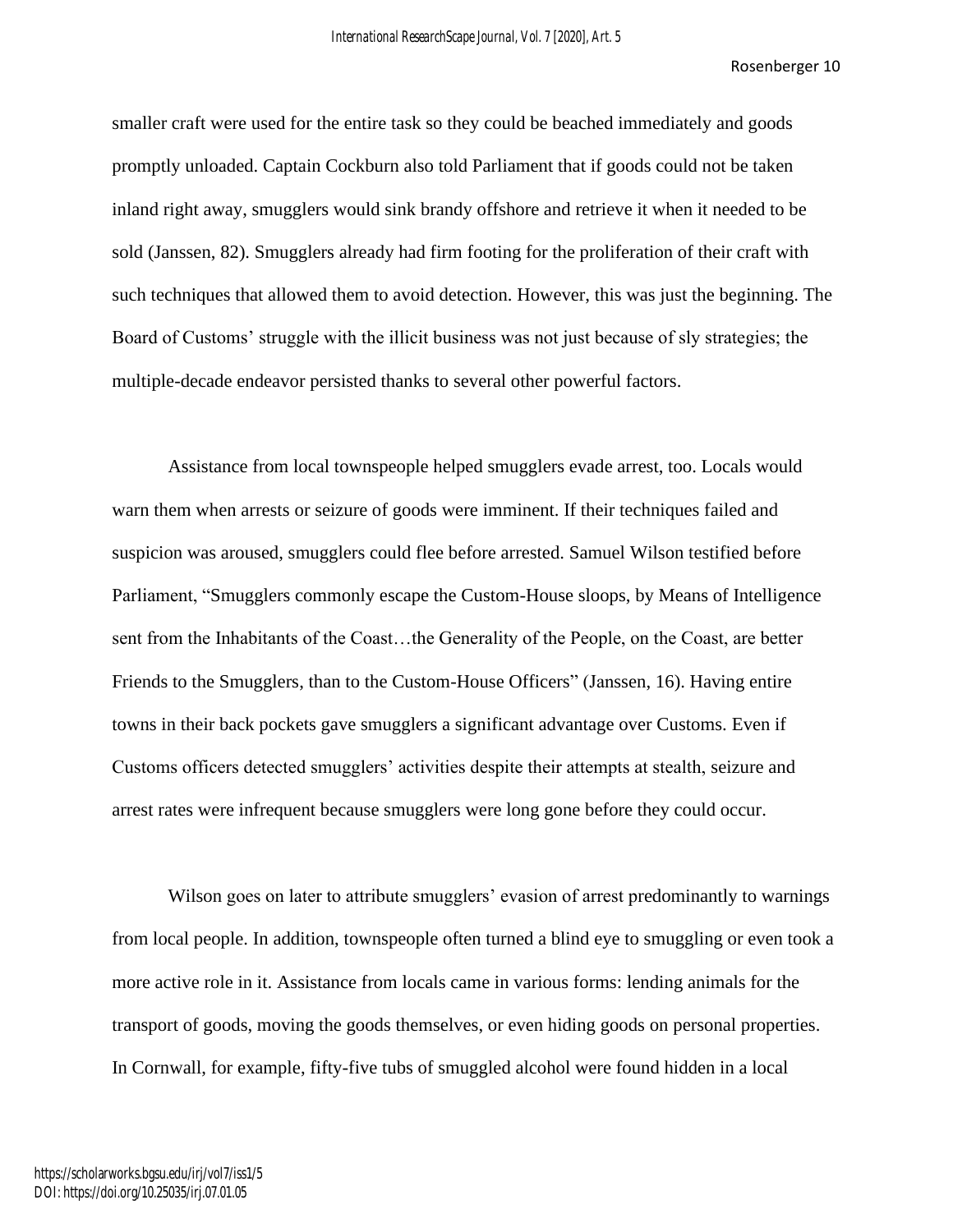smaller craft were used for the entire task so they could be beached immediately and goods promptly unloaded. Captain Cockburn also told Parliament that if goods could not be taken inland right away, smugglers would sink brandy offshore and retrieve it when it needed to be sold (Janssen, 82). Smugglers already had firm footing for the proliferation of their craft with such techniques that allowed them to avoid detection. However, this was just the beginning. The Board of Customs' struggle with the illicit business was not just because of sly strategies; the multiple-decade endeavor persisted thanks to several other powerful factors.

Assistance from local townspeople helped smugglers evade arrest, too. Locals would warn them when arrests or seizure of goods were imminent. If their techniques failed and suspicion was aroused, smugglers could flee before arrested. Samuel Wilson testified before Parliament, "Smugglers commonly escape the Custom-House sloops, by Means of Intelligence sent from the Inhabitants of the Coast…the Generality of the People, on the Coast, are better Friends to the Smugglers, than to the Custom-House Officers" (Janssen, 16). Having entire towns in their back pockets gave smugglers a significant advantage over Customs. Even if Customs officers detected smugglers' activities despite their attempts at stealth, seizure and arrest rates were infrequent because smugglers were long gone before they could occur.

Wilson goes on later to attribute smugglers' evasion of arrest predominantly to warnings from local people. In addition, townspeople often turned a blind eye to smuggling or even took a more active role in it. Assistance from locals came in various forms: lending animals for the transport of goods, moving the goods themselves, or even hiding goods on personal properties. In Cornwall, for example, fifty-five tubs of smuggled alcohol were found hidden in a local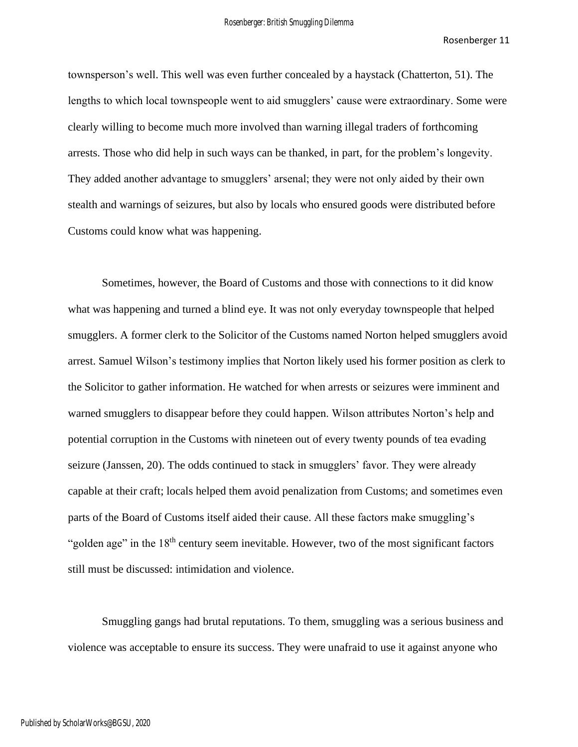townsperson's well. This well was even further concealed by a haystack (Chatterton, 51). The lengths to which local townspeople went to aid smugglers' cause were extraordinary. Some were clearly willing to become much more involved than warning illegal traders of forthcoming arrests. Those who did help in such ways can be thanked, in part, for the problem's longevity. They added another advantage to smugglers' arsenal; they were not only aided by their own stealth and warnings of seizures, but also by locals who ensured goods were distributed before Customs could know what was happening.

Sometimes, however, the Board of Customs and those with connections to it did know what was happening and turned a blind eye. It was not only everyday townspeople that helped smugglers. A former clerk to the Solicitor of the Customs named Norton helped smugglers avoid arrest. Samuel Wilson's testimony implies that Norton likely used his former position as clerk to the Solicitor to gather information. He watched for when arrests or seizures were imminent and warned smugglers to disappear before they could happen. Wilson attributes Norton's help and potential corruption in the Customs with nineteen out of every twenty pounds of tea evading seizure (Janssen, 20). The odds continued to stack in smugglers' favor. They were already capable at their craft; locals helped them avoid penalization from Customs; and sometimes even parts of the Board of Customs itself aided their cause. All these factors make smuggling's "golden age" in the 18th century seem inevitable. However, two of the most significant factors still must be discussed: intimidation and violence.

Smuggling gangs had brutal reputations. To them, smuggling was a serious business and violence was acceptable to ensure its success. They were unafraid to use it against anyone who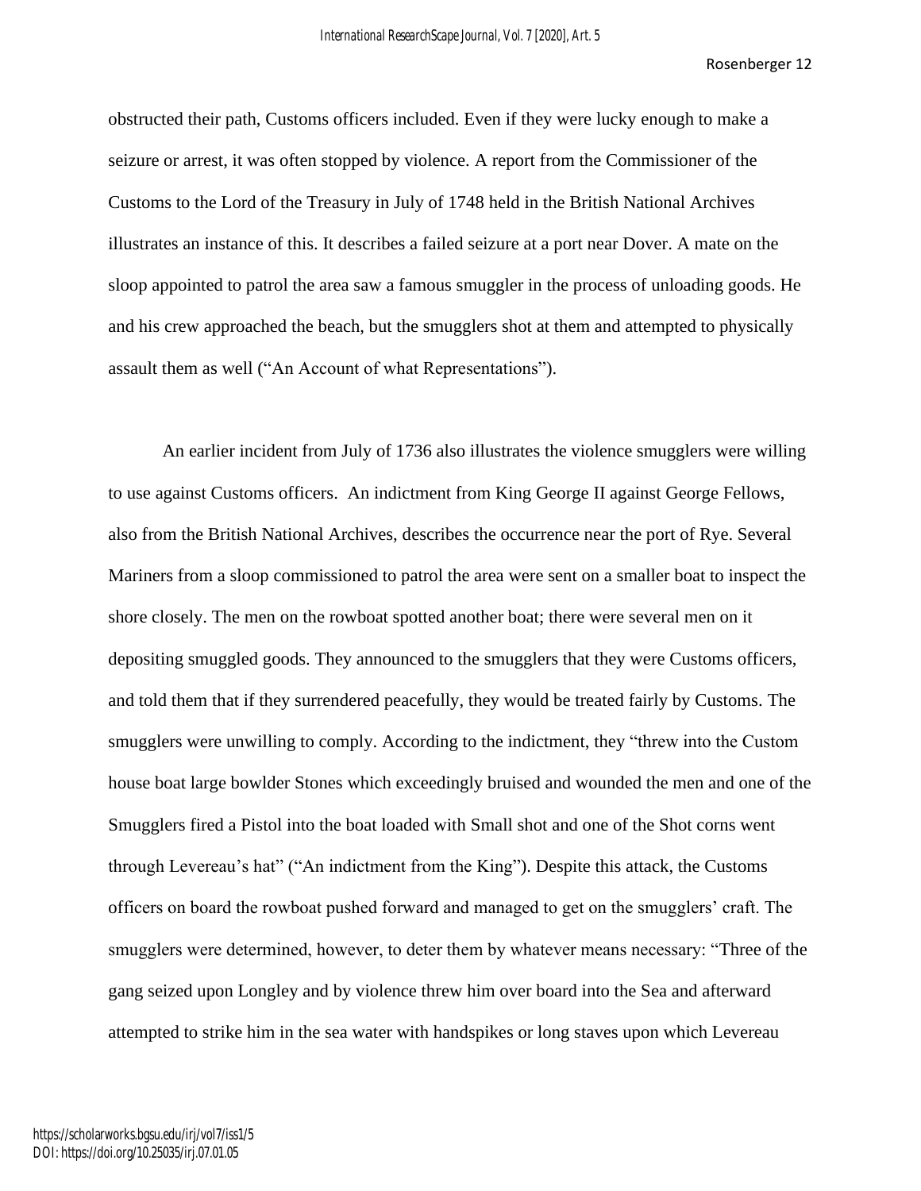obstructed their path, Customs officers included. Even if they were lucky enough to make a seizure or arrest, it was often stopped by violence. A report from the Commissioner of the Customs to the Lord of the Treasury in July of 1748 held in the British National Archives illustrates an instance of this. It describes a failed seizure at a port near Dover. A mate on the sloop appointed to patrol the area saw a famous smuggler in the process of unloading goods. He and his crew approached the beach, but the smugglers shot at them and attempted to physically assault them as well ("An Account of what Representations").

An earlier incident from July of 1736 also illustrates the violence smugglers were willing to use against Customs officers. An indictment from King George II against George Fellows, also from the British National Archives, describes the occurrence near the port of Rye. Several Mariners from a sloop commissioned to patrol the area were sent on a smaller boat to inspect the shore closely. The men on the rowboat spotted another boat; there were several men on it depositing smuggled goods. They announced to the smugglers that they were Customs officers, and told them that if they surrendered peacefully, they would be treated fairly by Customs. The smugglers were unwilling to comply. According to the indictment, they "threw into the Custom house boat large bowlder Stones which exceedingly bruised and wounded the men and one of the Smugglers fired a Pistol into the boat loaded with Small shot and one of the Shot corns went through Levereau's hat" ("An indictment from the King"). Despite this attack, the Customs officers on board the rowboat pushed forward and managed to get on the smugglers' craft. The smugglers were determined, however, to deter them by whatever means necessary: "Three of the gang seized upon Longley and by violence threw him over board into the Sea and afterward attempted to strike him in the sea water with handspikes or long staves upon which Levereau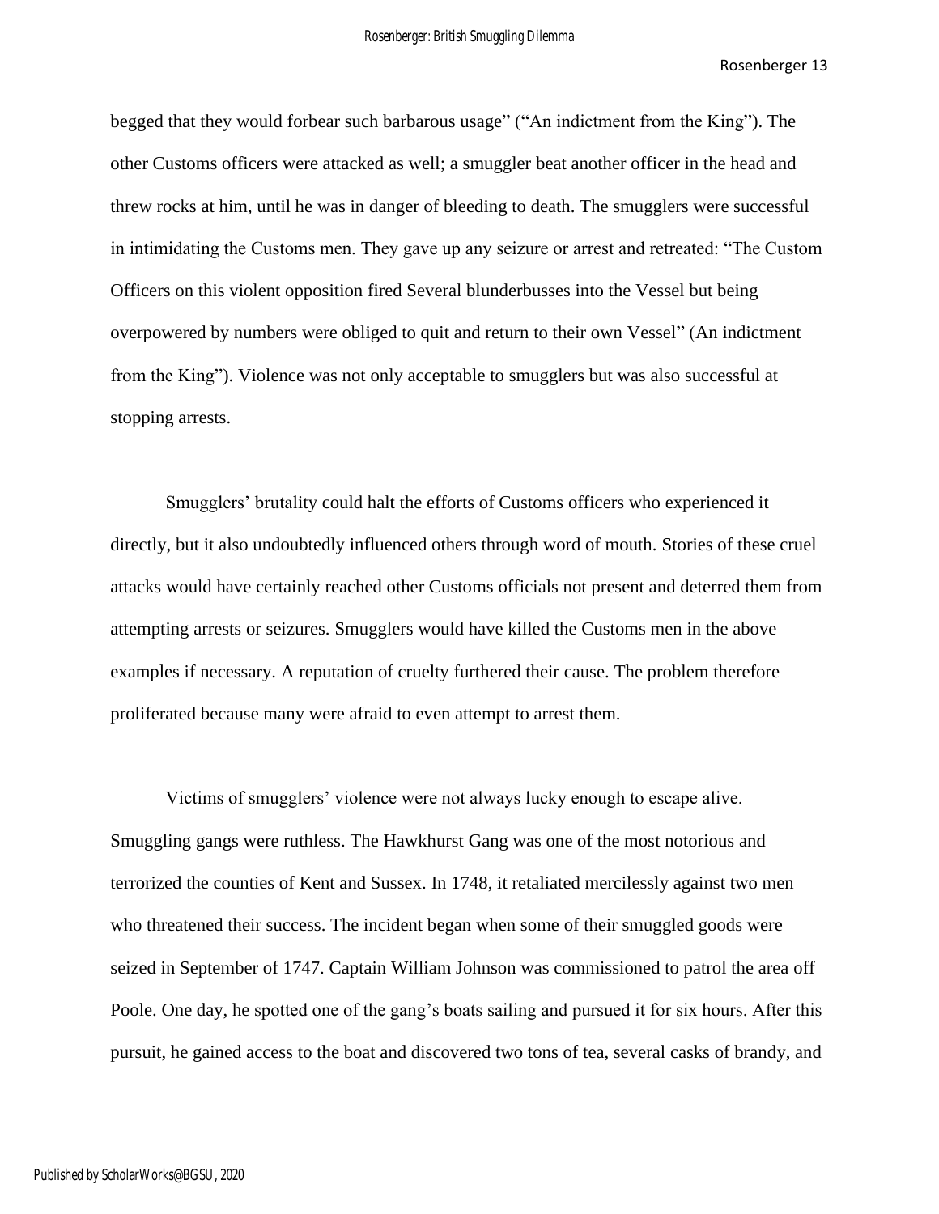begged that they would forbear such barbarous usage" ("An indictment from the King"). The other Customs officers were attacked as well; a smuggler beat another officer in the head and threw rocks at him, until he was in danger of bleeding to death. The smugglers were successful in intimidating the Customs men. They gave up any seizure or arrest and retreated: "The Custom Officers on this violent opposition fired Several blunderbusses into the Vessel but being overpowered by numbers were obliged to quit and return to their own Vessel" (An indictment from the King"). Violence was not only acceptable to smugglers but was also successful at stopping arrests.

Smugglers' brutality could halt the efforts of Customs officers who experienced it directly, but it also undoubtedly influenced others through word of mouth. Stories of these cruel attacks would have certainly reached other Customs officials not present and deterred them from attempting arrests or seizures. Smugglers would have killed the Customs men in the above examples if necessary. A reputation of cruelty furthered their cause. The problem therefore proliferated because many were afraid to even attempt to arrest them.

Victims of smugglers' violence were not always lucky enough to escape alive. Smuggling gangs were ruthless. The Hawkhurst Gang was one of the most notorious and terrorized the counties of Kent and Sussex. In 1748, it retaliated mercilessly against two men who threatened their success. The incident began when some of their smuggled goods were seized in September of 1747. Captain William Johnson was commissioned to patrol the area off Poole. One day, he spotted one of the gang's boats sailing and pursued it for six hours. After this pursuit, he gained access to the boat and discovered two tons of tea, several casks of brandy, and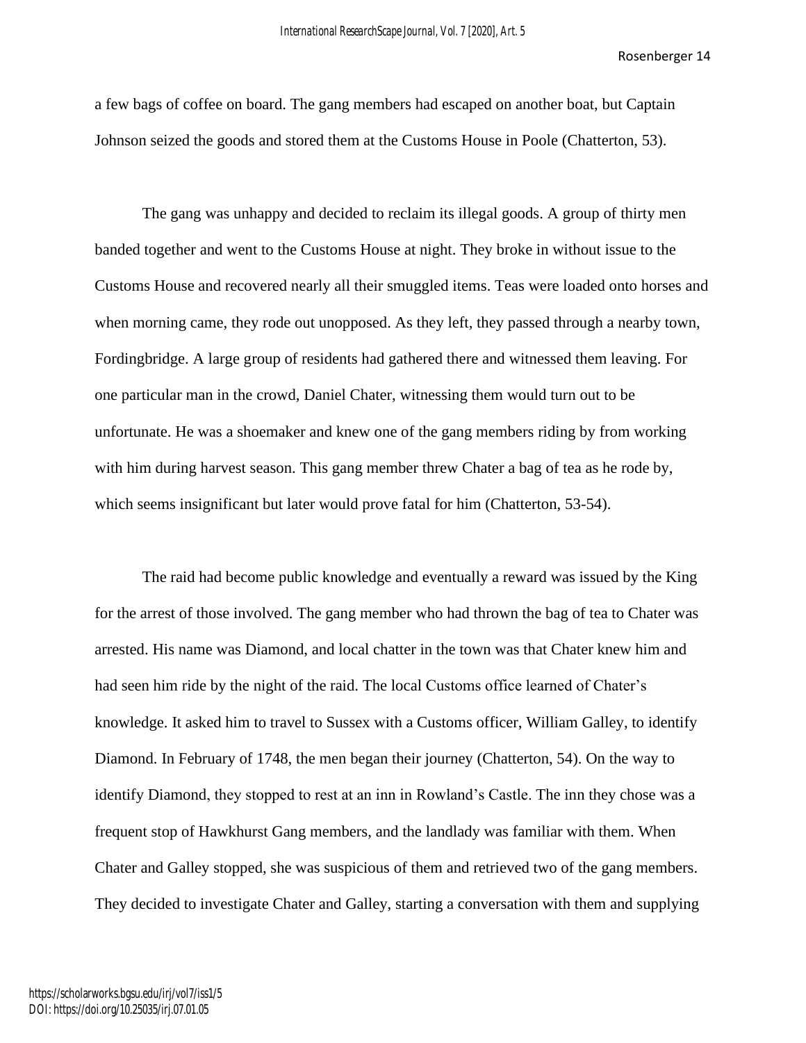a few bags of coffee on board. The gang members had escaped on another boat, but Captain Johnson seized the goods and stored them at the Customs House in Poole (Chatterton, 53).

The gang was unhappy and decided to reclaim its illegal goods. A group of thirty men banded together and went to the Customs House at night. They broke in without issue to the Customs House and recovered nearly all their smuggled items. Teas were loaded onto horses and when morning came, they rode out unopposed. As they left, they passed through a nearby town, Fordingbridge. A large group of residents had gathered there and witnessed them leaving. For one particular man in the crowd, Daniel Chater, witnessing them would turn out to be unfortunate. He was a shoemaker and knew one of the gang members riding by from working with him during harvest season. This gang member threw Chater a bag of tea as he rode by, which seems insignificant but later would prove fatal for him (Chatterton, 53-54).

The raid had become public knowledge and eventually a reward was issued by the King for the arrest of those involved. The gang member who had thrown the bag of tea to Chater was arrested. His name was Diamond, and local chatter in the town was that Chater knew him and had seen him ride by the night of the raid. The local Customs office learned of Chater's knowledge. It asked him to travel to Sussex with a Customs officer, William Galley, to identify Diamond. In February of 1748, the men began their journey (Chatterton, 54). On the way to identify Diamond, they stopped to rest at an inn in Rowland's Castle. The inn they chose was a frequent stop of Hawkhurst Gang members, and the landlady was familiar with them. When Chater and Galley stopped, she was suspicious of them and retrieved two of the gang members. They decided to investigate Chater and Galley, starting a conversation with them and supplying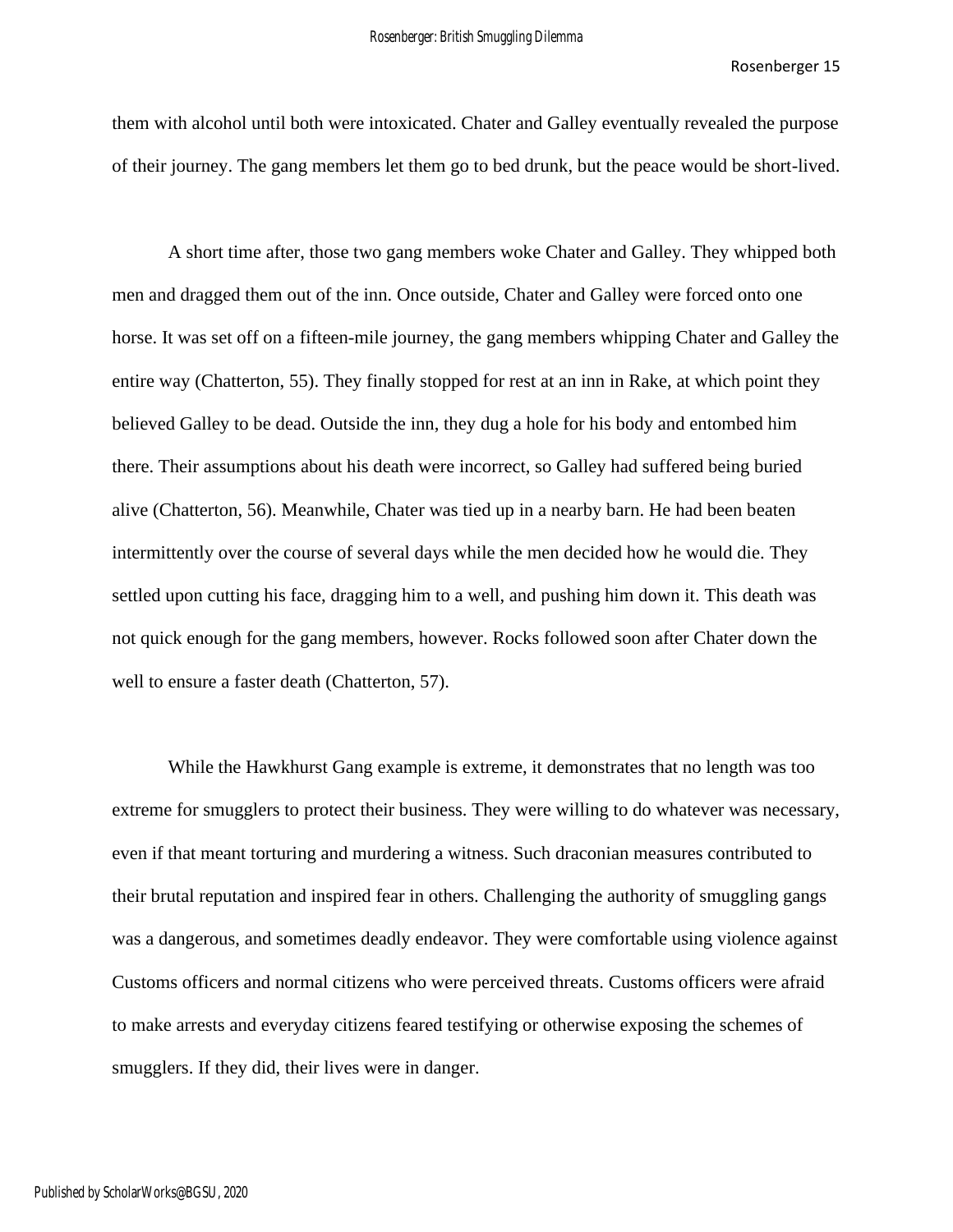them with alcohol until both were intoxicated. Chater and Galley eventually revealed the purpose of their journey. The gang members let them go to bed drunk, but the peace would be short-lived.

A short time after, those two gang members woke Chater and Galley. They whipped both men and dragged them out of the inn. Once outside, Chater and Galley were forced onto one horse. It was set off on a fifteen-mile journey, the gang members whipping Chater and Galley the entire way (Chatterton, 55). They finally stopped for rest at an inn in Rake, at which point they believed Galley to be dead. Outside the inn, they dug a hole for his body and entombed him there. Their assumptions about his death were incorrect, so Galley had suffered being buried alive (Chatterton, 56). Meanwhile, Chater was tied up in a nearby barn. He had been beaten intermittently over the course of several days while the men decided how he would die. They settled upon cutting his face, dragging him to a well, and pushing him down it. This death was not quick enough for the gang members, however. Rocks followed soon after Chater down the well to ensure a faster death (Chatterton, 57).

While the Hawkhurst Gang example is extreme, it demonstrates that no length was too extreme for smugglers to protect their business. They were willing to do whatever was necessary, even if that meant torturing and murdering a witness. Such draconian measures contributed to their brutal reputation and inspired fear in others. Challenging the authority of smuggling gangs was a dangerous, and sometimes deadly endeavor. They were comfortable using violence against Customs officers and normal citizens who were perceived threats. Customs officers were afraid to make arrests and everyday citizens feared testifying or otherwise exposing the schemes of smugglers. If they did, their lives were in danger.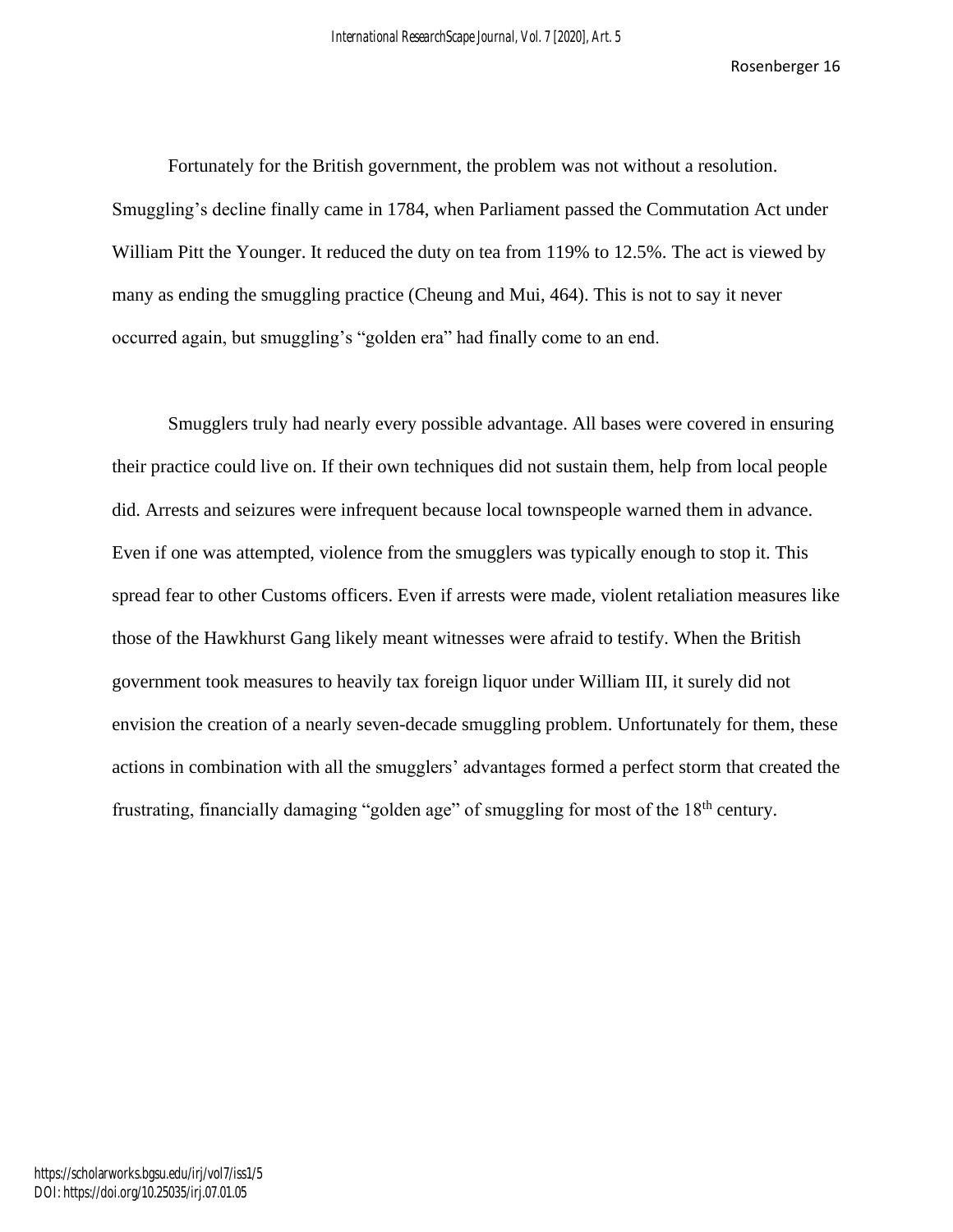Fortunately for the British government, the problem was not without a resolution. Smuggling's decline finally came in 1784, when Parliament passed the Commutation Act under William Pitt the Younger. It reduced the duty on tea from 119% to 12.5%. The act is viewed by many as ending the smuggling practice (Cheung and Mui, 464). This is not to say it never occurred again, but smuggling's "golden era" had finally come to an end.

Smugglers truly had nearly every possible advantage. All bases were covered in ensuring their practice could live on. If their own techniques did not sustain them, help from local people did. Arrests and seizures were infrequent because local townspeople warned them in advance. Even if one was attempted, violence from the smugglers was typically enough to stop it. This spread fear to other Customs officers. Even if arrests were made, violent retaliation measures like those of the Hawkhurst Gang likely meant witnesses were afraid to testify. When the British government took measures to heavily tax foreign liquor under William III, it surely did not envision the creation of a nearly seven-decade smuggling problem. Unfortunately for them, these actions in combination with all the smugglers' advantages formed a perfect storm that created the frustrating, financially damaging "golden age" of smuggling for most of the 18th century.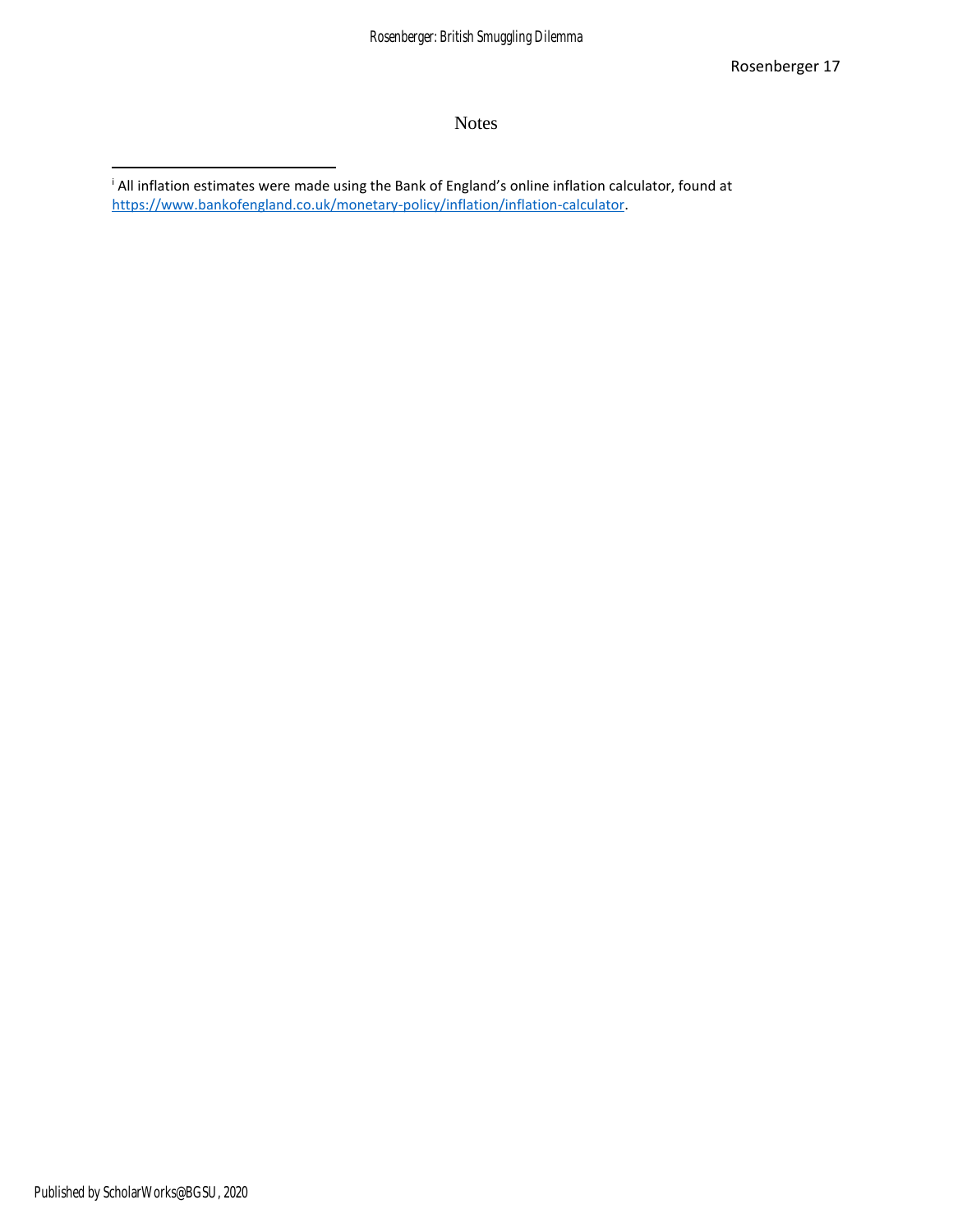# Notes

[i] All inflation estimates were made using the Bank of England's online inflation calculator, found at https://www.bankofengland.co.uk/monetary-policy/inflation/inflation-calculator.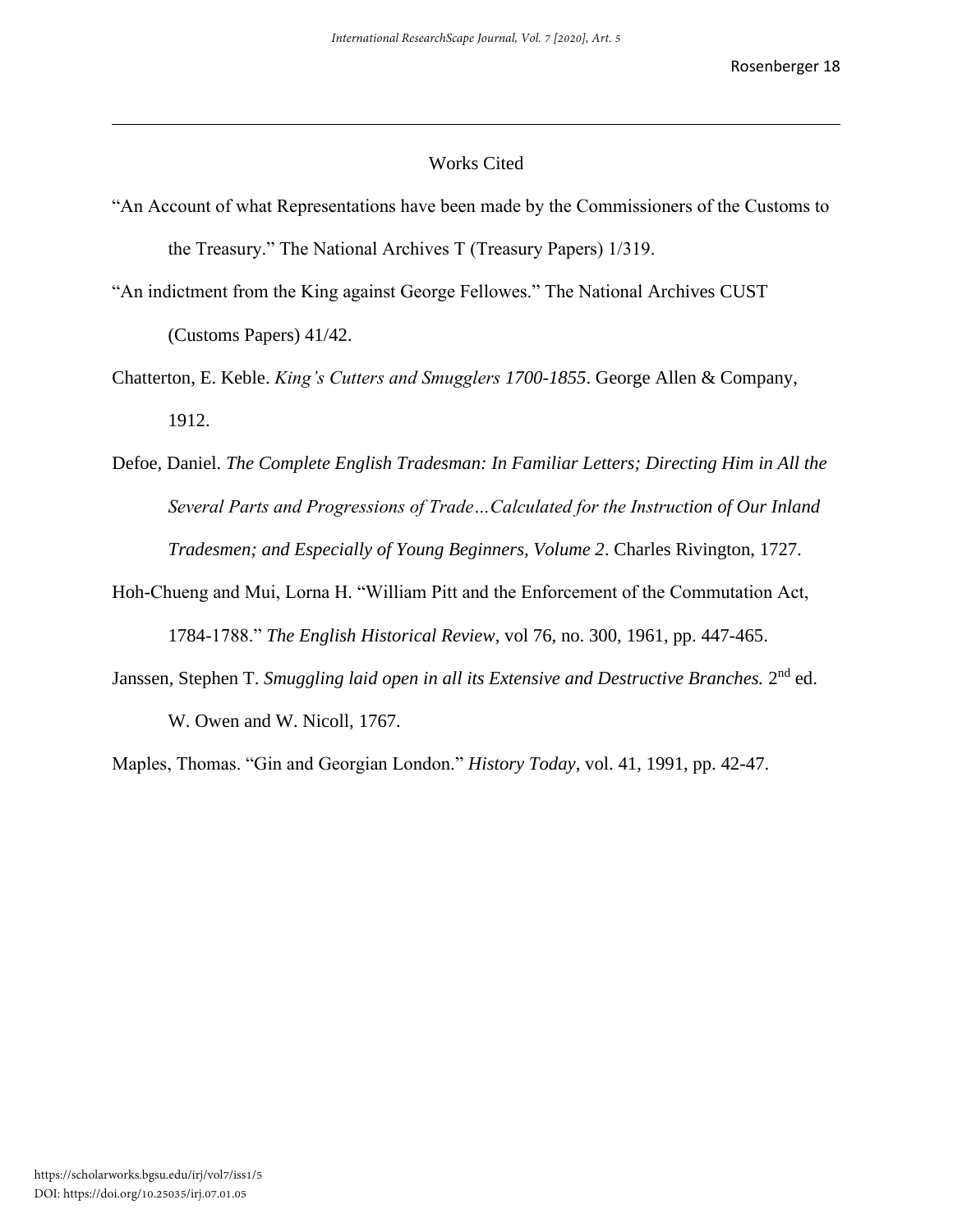# Works Cited

"An Account of what Representations have been made by the Commissioners of the Customs to the Treasury." The National Archives T (Treasury Papers) 1/319.

"An indictment from the King against George Fellowes." The National Archives CUST (Customs Papers) 41/42.

Chatterton, E. Keble. *King's Cutters and Smugglers 1700-1855*. George Allen & Company, 1912.

Defoe, Daniel. *The Complete English Tradesman: In Familiar Letters; Directing Him in All the Several Parts and Progressions of Trade…Calculated for the Instruction of Our Inland Tradesmen; and Especially of Young Beginners, Volume 2*. Charles Rivington, 1727.

Hoh-Chueng and Mui, Lorna H. "William Pitt and the Enforcement of the Commutation Act, 1784-1788." *The English Historical Review*, vol 76, no. 300, 1961, pp. 447-465.

Janssen, Stephen T. *Smuggling laid open in all its Extensive and Destructive Branches.* 2nd ed. W. Owen and W. Nicoll, 1767.

Maples, Thomas. "Gin and Georgian London." *History Today,* vol. 41, 1991, pp. 42-47.